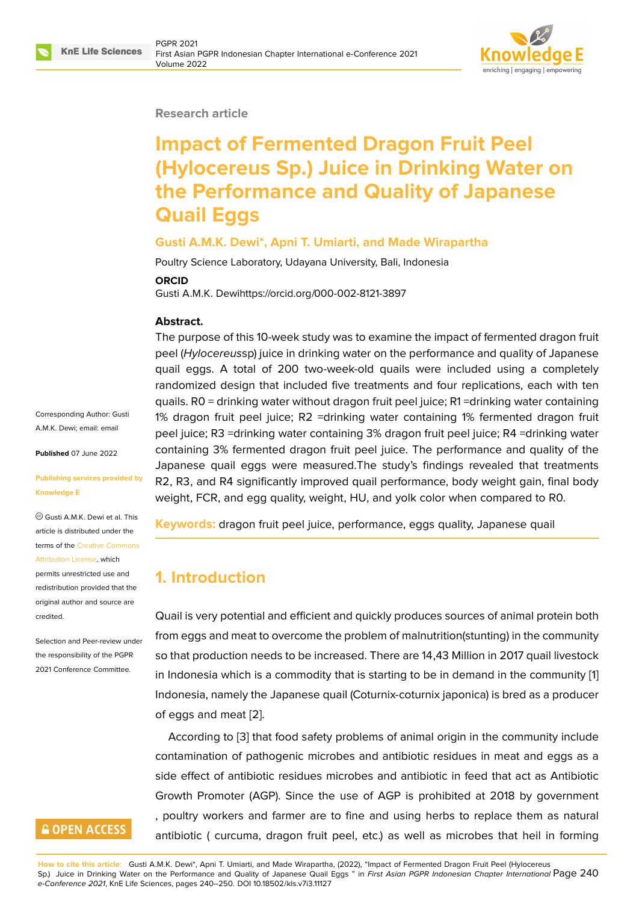Research article

# Impact of Fermented Dragon Fruit Peel (Hylocereus Sp.) Juice in Drinking Water on the Performance and Quality of Japanese Quail Eggs

**Gusti A.M.K. Dewi*, Apni T. Umiarti, and Made Wirapartha**

Poultry Science Laboratory, Udayana University, Bali, Indonesia

**ORCID**

Gusti A.M.K. Dewihttps://orcid.org/000-002-8121-3897

**Abstract.**

The purpose of this 10-week study was to examine the impact of fermented dragon fruit peel (*Hylocereus*sp) juice in drinking water on the performance and quality of Japanese quail eggs. A total of 200 two-week-old quails were included using a completely randomized design that included five treatments and four replications, each with ten quails. R0 = drinking water without dragon fruit peel juice; R1 =drinking water containing 1% dragon fruit peel juice; R2 =drinking water containing 1% fermented dragon fruit peel juice; R3 =drinking water containing 3% dragon fruit peel juice; R4 =drinking water containing 3% fermented dragon fruit peel juice. The performance and quality of the Japanese quail eggs were measured.The study's findings revealed that treatments R2, R3, and R4 significantly improved quail performance, body weight gain, final body weight, FCR, and egg quality, weight, HU, and yolk color when compared to R0.

**Keywords:** dragon fruit peel juice, performance, eggs quality, Japanese quail

Corresponding Author: Gusti A.M.K. Dewi; email: email

**Published** 07 June 2022

**Publishing services provided by Knowledge E**

© Gusti A.M.K. Dewi et al. This article is distributed under the terms of the Creative Commons Attribution License, which permits unrestricted use and redistribution provided that the original author and source are credited.

Selection and Peer-review under the responsibility of the PGPR 2021 Conference Committee.

## 1. Introduction

Quail is very potential and efficient and quickly produces sources of animal protein both from eggs and meat to overcome the problem of malnutrition(stunting) in the community so that production needs to be increased. There are 14,43 Million in 2017 quail livestock in Indonesia which is a commodity that is starting to be in demand in the community [1] Indonesia, namely the Japanese quail (Coturnix-coturnix japonica) is bred as a producer of eggs and meat [2].

According to [3] that food safety problems of animal origin in the community include contamination of pathogenic microbes and antibiotic residues in meat and eggs as a side effect of antibiotic residues microbes and antibiotic in feed that act as Antibiotic Growth Promoter (AGP). Since the use of AGP is prohibited at 2018 by government , poultry workers and farmer are to fine and using herbs to replace them as natural antibiotic ( curcuma, dragon fruit peel, etc.) as well as microbes that heil in forming

**How to cite this article**: Gusti A.M.K. Dewi*, Apni T. Umiarti, and Made Wirapartha, (2022), "Impact of Fermented Dragon Fruit Peel (Hylocereus Sp.) Juice in Drinking Water on the Performance and Quality of Japanese Quail Eggs " in *First Asian PGPR Indonesian Chapter International e-Conference 2021*, KnE Life Sciences, pages 240–250. DOI 10.18502/kls.v7i3.11127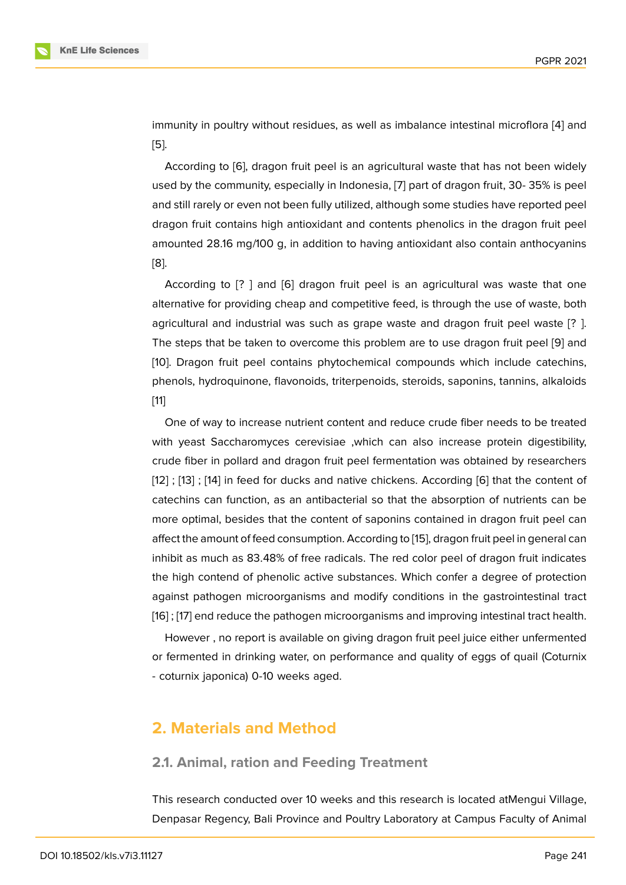immunity in poultry without residues, as well as imbalance intestinal microflora [4] and [5].

According to [6], dragon fruit peel is an agricultural waste that has not been widely used by the community, especially in Indonesia, [7] part of dragon fruit, 30- 35% is peel and still rarely or even not been fully utilized, although some studies have reported peel dragon fruit contains high antioxidant and contents phenolics in the dragon fruit peel amounted 28.16 mg/100 g, in addition to having antioxidant also contain anthocyanins [8].

According to [? ] and [6] dragon fruit peel is an agricultural was waste that one alternative for providing cheap and competitive feed, is through the use of waste, both agricultural and industrial was such as grape waste and dragon fruit peel waste [? ]. The steps that be taken to overcome this problem are to use dragon fruit peel [9] and [10]. Dragon fruit peel contains phytochemical compounds which include catechins, phenols, hydroquinone, flavonoids, triterpenoids, steroids, saponins, tannins, alkaloids [11]

One of way to increase nutrient content and reduce crude fiber needs to be treated with yeast Saccharomyces cerevisiae ,which can also increase protein digestibility, crude fiber in pollard and dragon fruit peel fermentation was obtained by researchers [12] ; [13] ; [14] in feed for ducks and native chickens. According [6] that the content of catechins can function, as an antibacterial so that the absorption of nutrients can be more optimal, besides that the content of saponins contained in dragon fruit peel can affect the amount of feed consumption. According to [15], dragon fruit peel in general can inhibit as much as 83.48% of free radicals. The red color peel of dragon fruit indicates the high contend of phenolic active substances. Which confer a degree of protection against pathogen microorganisms and modify conditions in the gastrointestinal tract [16] ; [17] end reduce the pathogen microorganisms and improving intestinal tract health.

However , no report is available on giving dragon fruit peel juice either unfermented or fermented in drinking water, on performance and quality of eggs of quail (Coturnix - coturnix japonica) 0-10 weeks aged.

## 2. Materials and Method

### 2.1. Animal, ration and Feeding Treatment

This research conducted over 10 weeks and this research is located atMengui Village, Denpasar Regency, Bali Province and Poultry Laboratory at Campus Faculty of Animal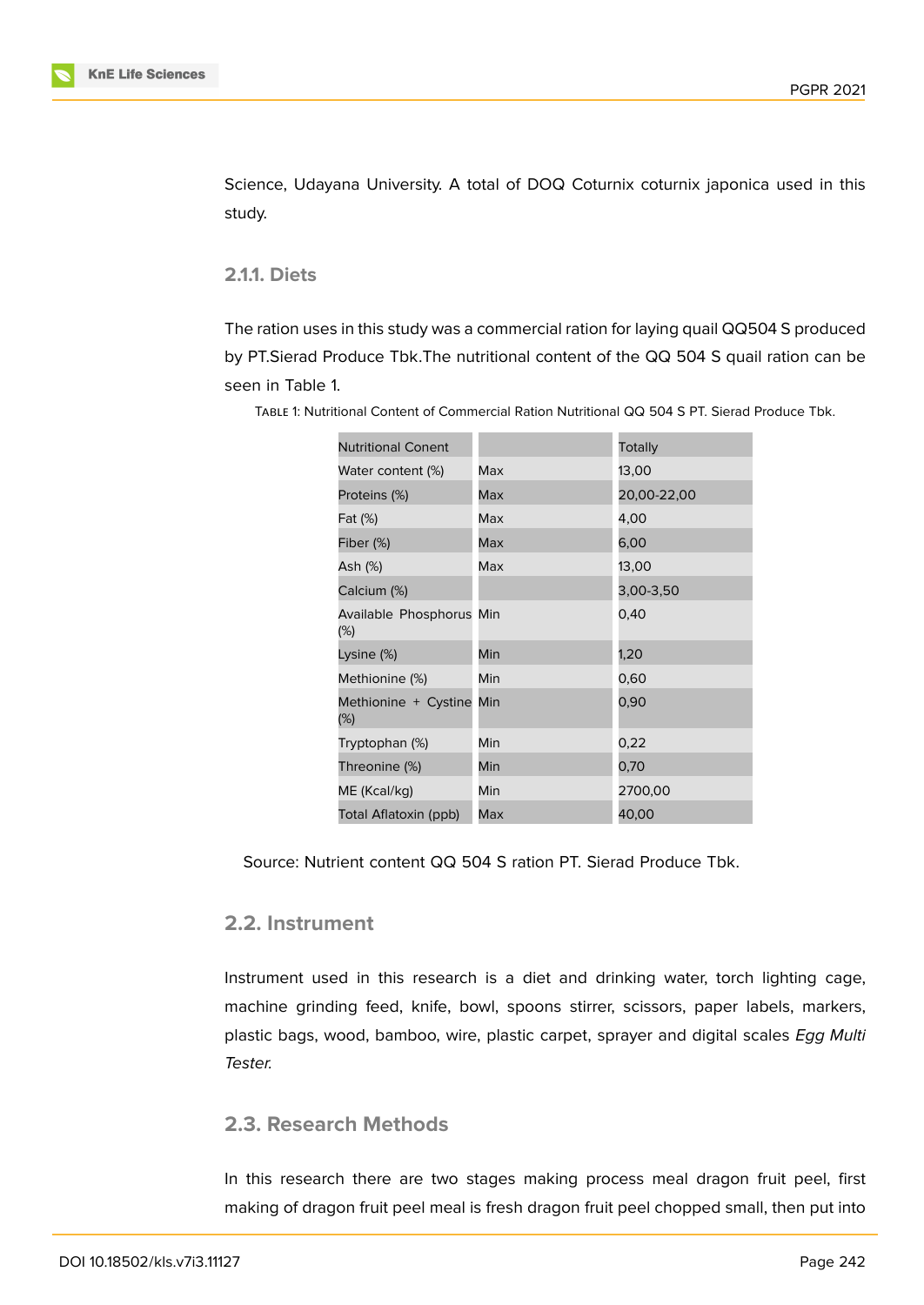Science, Udayana University. A total of DOQ Coturnix coturnix japonica used in this study.

### 2.1.1. Diets

The ration uses in this study was a commercial ration for laying quail QQ504 S produced by PT.Sierad Produce Tbk.The nutritional content of the QQ 504 S quail ration can be seen in Table 1.

Table 1: Nutritional Content of Commercial Ration Nutritional QQ 504 S PT. Sierad Produce Tbk.

| Nutritional Conent | | Totally |
|---|---|---|
| Water content (%) | Max | 13,00 |
| Proteins (%) | Max | 20,00-22,00 |
| Fat (%) | Max | 4,00 |
| Fiber (%) | Max | 6,00 |
| Ash (%) | Max | 13,00 |
| Calcium (%) | | 3,00-3,50 |
| Available Phosphorus (%) | Min | 0,40 |
| Lysine (%) | Min | 1,20 |
| Methionine (%) | Min | 0,60 |
| Methionine + Cystine (%) | Min | 0,90 |
| Tryptophan (%) | Min | 0,22 |
| Threonine (%) | Min | 0,70 |
| ME (Kcal/kg) | Min | 2700,00 |
| Total Aflatoxin (ppb) | Max | 40,00 |

Source: Nutrient content QQ 504 S ration PT. Sierad Produce Tbk.

## 2.2. Instrument

Instrument used in this research is a diet and drinking water, torch lighting cage, machine grinding feed, knife, bowl, spoons stirrer, scissors, paper labels, markers, plastic bags, wood, bamboo, wire, plastic carpet, sprayer and digital scales *Egg Multi Tester.*

## 2.3. Research Methods

In this research there are two stages making process meal dragon fruit peel, first making of dragon fruit peel meal is fresh dragon fruit peel chopped small, then put into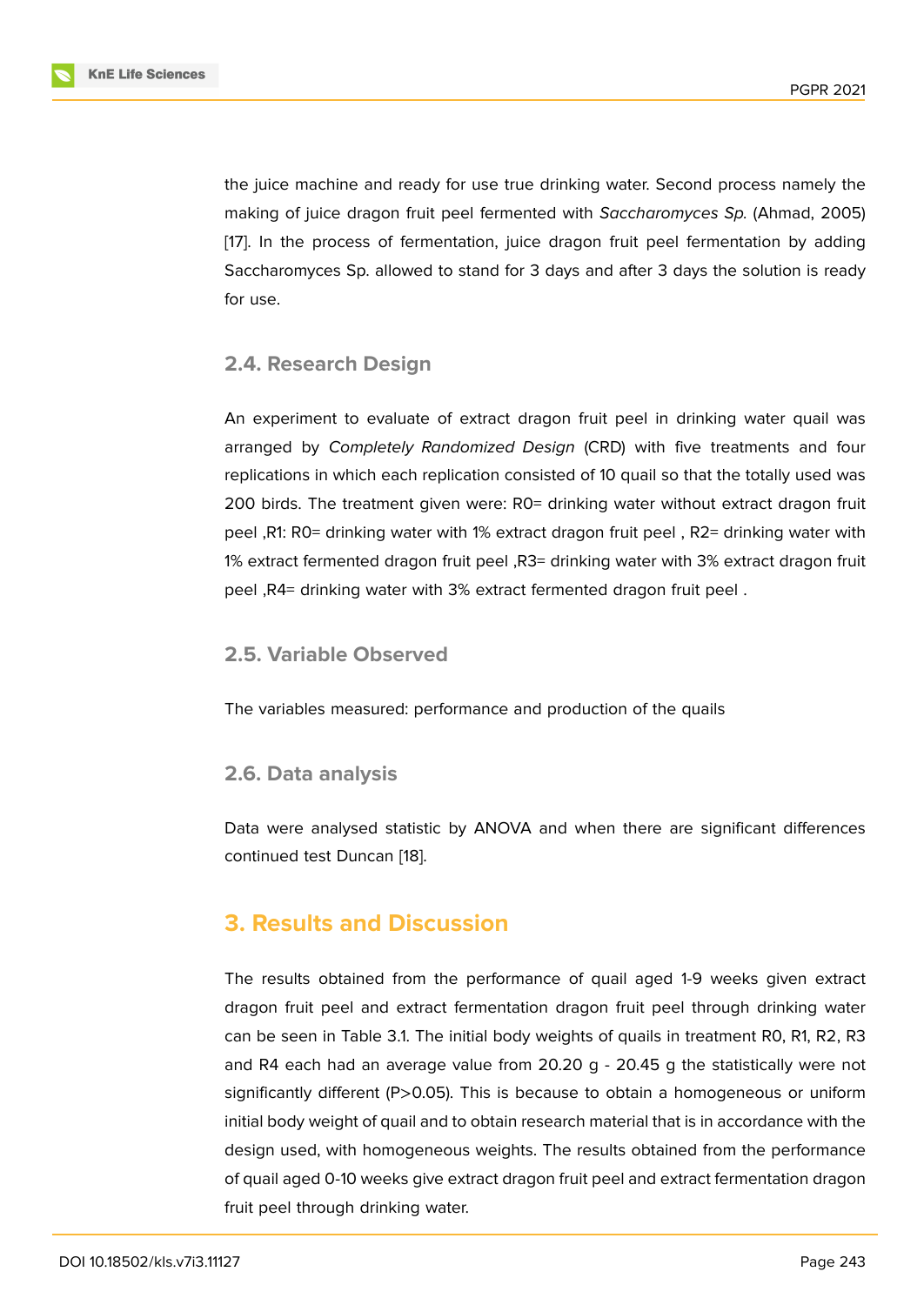the juice machine and ready for use true drinking water. Second process namely the making of juice dragon fruit peel fermented with *Saccharomyces Sp.* (Ahmad, 2005) [17]. In the process of fermentation, juice dragon fruit peel fermentation by adding Saccharomyces Sp. allowed to stand for 3 days and after 3 days the solution is ready for use.

## 2.4. Research Design

An experiment to evaluate of extract dragon fruit peel in drinking water quail was arranged by *Completely Randomized Design* (CRD) with five treatments and four replications in which each replication consisted of 10 quail so that the totally used was 200 birds. The treatment given were: R0= drinking water without extract dragon fruit peel ,R1: R0= drinking water with 1% extract dragon fruit peel , R2= drinking water with 1% extract fermented dragon fruit peel ,R3= drinking water with 3% extract dragon fruit peel ,R4= drinking water with 3% extract fermented dragon fruit peel .

## 2.5. Variable Observed

The variables measured: performance and production of the quails

## 2.6. Data analysis

Data were analysed statistic by ANOVA and when there are significant differences continued test Duncan [18].

# 3. Results and Discussion

The results obtained from the performance of quail aged 1-9 weeks given extract dragon fruit peel and extract fermentation dragon fruit peel through drinking water can be seen in Table 3.1. The initial body weights of quails in treatment R0, R1, R2, R3 and R4 each had an average value from 20.20 g - 20.45 g the statistically were not significantly different (P>0.05). This is because to obtain a homogeneous or uniform initial body weight of quail and to obtain research material that is in accordance with the design used, with homogeneous weights. The results obtained from the performance of quail aged 0-10 weeks give extract dragon fruit peel and extract fermentation dragon fruit peel through drinking water.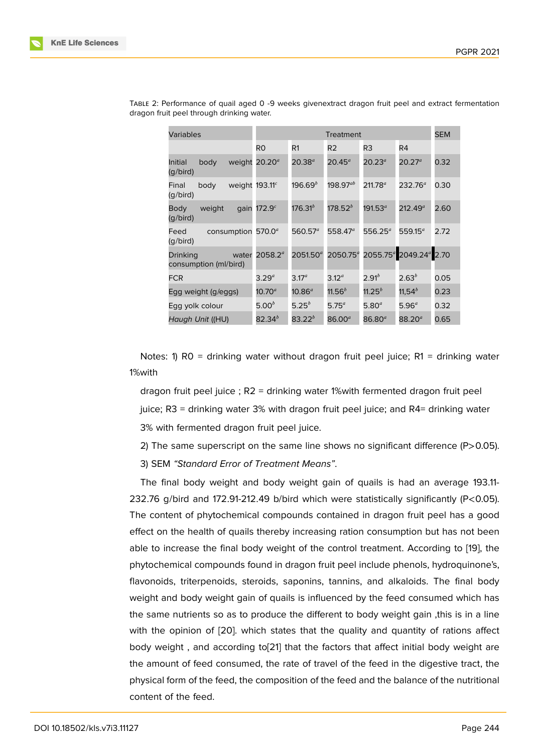Table 2: Performance of quail aged 0 -9 weeks givenextract dragon fruit peel and extract fermentation dragon fruit peel through drinking water.

| Variables | Treatment | | | | | SEM |
|---|---|---|---|---|---|---|
| | R0 | R1 | R2 | R3 | R4 | |
| Initial body weight (g/bird) | 20.20$^{a}$ | 20.38$^{a}$ | 20.45$^{a}$ | 20.23$^{a}$ | 20.27$^{a}$ | 0.32 |
| Final body weight (g/bird) | 193.11$^{c}$ | 196.69$^{b}$ | 198.97$^{ab}$ | 211.78$^{a}$ | 232.76$^{a}$ | 0.30 |
| Body weight gain (g/bird) | 172.9$^{c}$ | 176.31$^{b}$ | 178.52$^{b}$ | 191.53$^{a}$ | 212.49$^{a}$ | 2.60 |
| Feed consumption (g/bird) | 570.0$^{a}$ | 560.57$^{a}$ | 558.47$^{a}$ | 556.25$^{a}$ | 559.15$^{a}$ | 2.72 |
| Drinking water consumption (ml/bird) | 2058.2$^{a}$ | 2051.50$^{a}$ | 2050.75$^{a}$ | 2055.75$^{a}$ | 2049.24$^{a}$ | 2.70 |
| FCR | 3.29$^{a}$ | 3.17$^{a}$ | 3.12$^{a}$ | 2.91$^{b}$ | 2.63$^{b}$ | 0.05 |
| Egg weight (g/eggs) | 10.70$^{a}$ | 10.86$^{a}$ | 11.56$^{b}$ | 11.25$^{b}$ | 11,54$^{b}$ | 0.23 |
| Egg yolk colour | 5.00$^{b}$ | 5.25$^{b}$ | 5.75$^{a}$ | 5.80$^{a}$ | 5.96$^{a}$ | 0.32 |
| *Haugh Unit* ((HU) | 82.34$^{b}$ | 83.22$^{b}$ | 86.00$^{a}$ | 86.80$^{a}$ | 88.20$^{a}$ | 0.65 |

Notes: 1) R0 = drinking water without dragon fruit peel juice; R1 = drinking water 1%with

dragon fruit peel juice ; R2 = drinking water 1%with fermented dragon fruit peel juice; R3 = drinking water 3% with dragon fruit peel juice; and R4= drinking water 3% with fermented dragon fruit peel juice.

2) The same superscript on the same line shows no significant difference (P>0.05).

3) SEM *"Standard Error of Treatment Means"*.

The final body weight and body weight gain of quails is had an average 193.11-232.76 g/bird and 172.91-212.49 b/bird which were statistically significantly (P<0.05). The content of phytochemical compounds contained in dragon fruit peel has a good effect on the health of quails thereby increasing ration consumption but has not been able to increase the final body weight of the control treatment. According to [19], the phytochemical compounds found in dragon fruit peel include phenols, hydroquinone's, flavonoids, triterpenoids, steroids, saponins, tannins, and alkaloids. The final body weight and body weight gain of quails is influenced by the feed consumed which has the same nutrients so as to produce the different to body weight gain ,this is in a line with the opinion of [20]. which states that the quality and quantity of rations affect body weight , and according to[21] that the factors that affect initial body weight are the amount of feed consumed, the rate of travel of the feed in the digestive tract, the physical form of the feed, the composition of the feed and the balance of the nutritional content of the feed.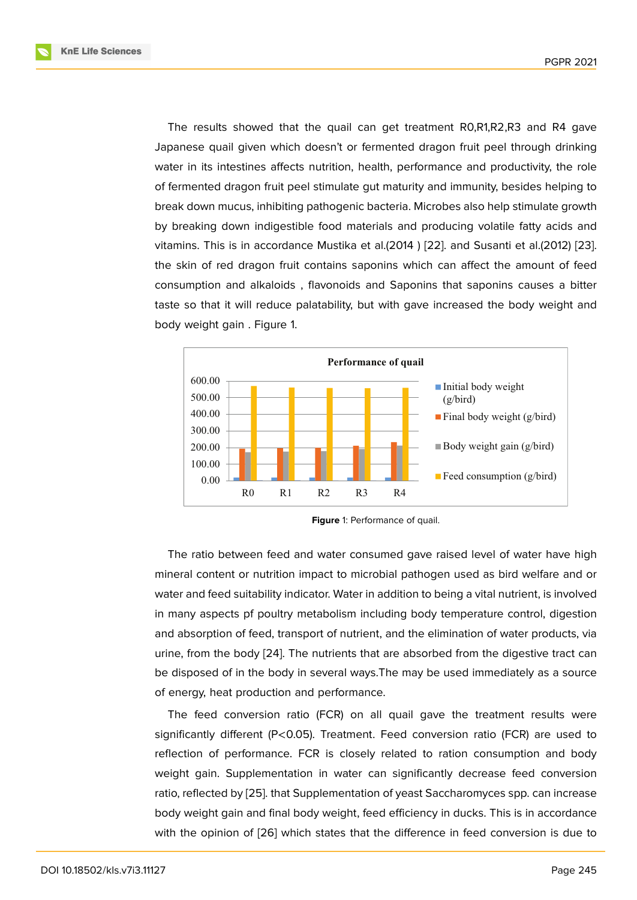The results showed that the quail can get treatment R0,R1,R2,R3 and R4 gave Japanese quail given which doesn't or fermented dragon fruit peel through drinking water in its intestines affects nutrition, health, performance and productivity, the role of fermented dragon fruit peel stimulate gut maturity and immunity, besides helping to break down mucus, inhibiting pathogenic bacteria. Microbes also help stimulate growth by breaking down indigestible food materials and producing volatile fatty acids and vitamins. This is in accordance Mustika et al.(2014 ) [22]. and Susanti et al.(2012) [23]. the skin of red dragon fruit contains saponins which can affect the amount of feed consumption and alkaloids , flavonoids and Saponins that saponins causes a bitter taste so that it will reduce palatability, but with gave increased the body weight and body weight gain . Figure 1.

**Figure** 1: Performance of quail.

The ratio between feed and water consumed gave raised level of water have high mineral content or nutrition impact to microbial pathogen used as bird welfare and or water and feed suitability indicator. Water in addition to being a vital nutrient, is involved in many aspects pf poultry metabolism including body temperature control, digestion and absorption of feed, transport of nutrient, and the elimination of water products, via urine, from the body [24]. The nutrients that are absorbed from the digestive tract can be disposed of in the body in several ways.The may be used immediately as a source of energy, heat production and performance.

The feed conversion ratio (FCR) on all quail gave the treatment results were significantly different ($P<0.05$). Treatment. Feed conversion ratio (FCR) are used to reflection of performance. FCR is closely related to ration consumption and body weight gain. Supplementation in water can significantly decrease feed conversion ratio, reflected by [25]. that Supplementation of yeast Saccharomyces spp. can increase body weight gain and final body weight, feed efficiency in ducks. This is in accordance with the opinion of [26] which states that the difference in feed conversion is due to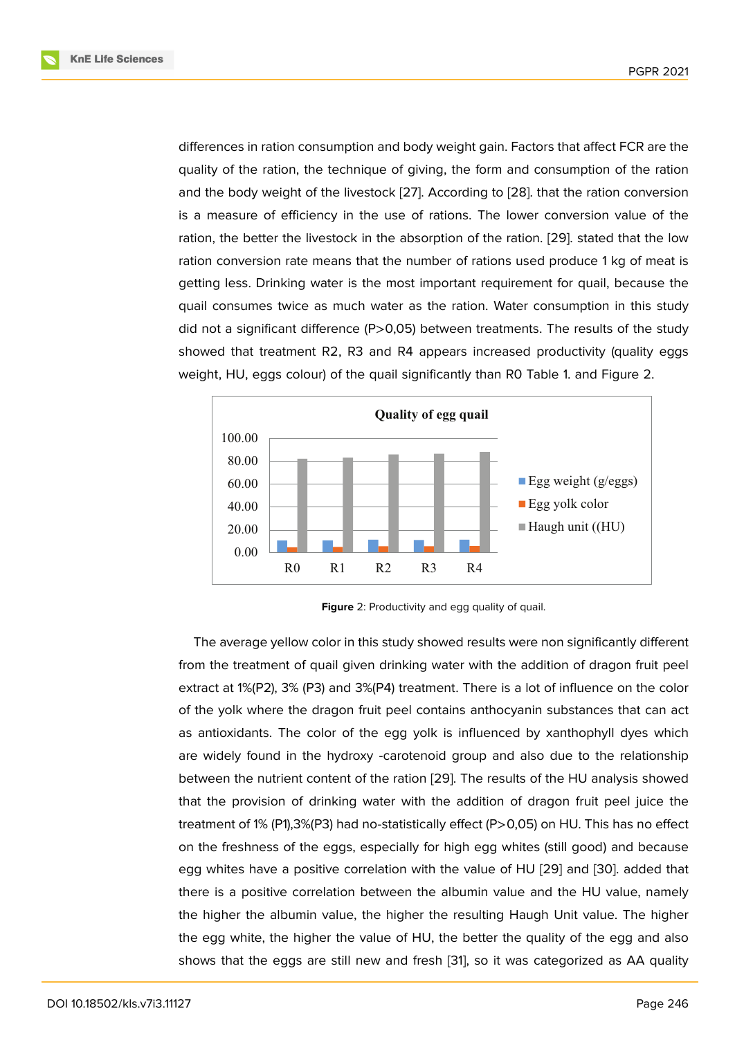differences in ration consumption and body weight gain. Factors that affect FCR are the quality of the ration, the technique of giving, the form and consumption of the ration and the body weight of the livestock [27]. According to [28]. that the ration conversion is a measure of efficiency in the use of rations. The lower conversion value of the ration, the better the livestock in the absorption of the ration. [29]. stated that the low ration conversion rate means that the number of rations used produce 1 kg of meat is getting less. Drinking water is the most important requirement for quail, because the quail consumes twice as much water as the ration. Water consumption in this study did not a significant difference (P>0,05) between treatments. The results of the study showed that treatment R2, R3 and R4 appears increased productivity (quality eggs weight, HU, eggs colour) of the quail significantly than R0 Table 1. and Figure 2.

**Figure** 2: Productivity and egg quality of quail.

The average yellow color in this study showed results were non significantly different from the treatment of quail given drinking water with the addition of dragon fruit peel extract at 1%(P2), 3% (P3) and 3%(P4) treatment. There is a lot of influence on the color of the yolk where the dragon fruit peel contains anthocyanin substances that can act as antioxidants. The color of the egg yolk is influenced by xanthophyll dyes which are widely found in the hydroxy -carotenoid group and also due to the relationship between the nutrient content of the ration [29]. The results of the HU analysis showed that the provision of drinking water with the addition of dragon fruit peel juice the treatment of 1% (P1),3%(P3) had no-statistically effect (P>0,05) on HU. This has no effect on the freshness of the eggs, especially for high egg whites (still good) and because egg whites have a positive correlation with the value of HU [29] and [30]. added that there is a positive correlation between the albumin value and the HU value, namely the higher the albumin value, the higher the resulting Haugh Unit value. The higher the egg white, the higher the value of HU, the better the quality of the egg and also shows that the eggs are still new and fresh [31], so it was categorized as AA quality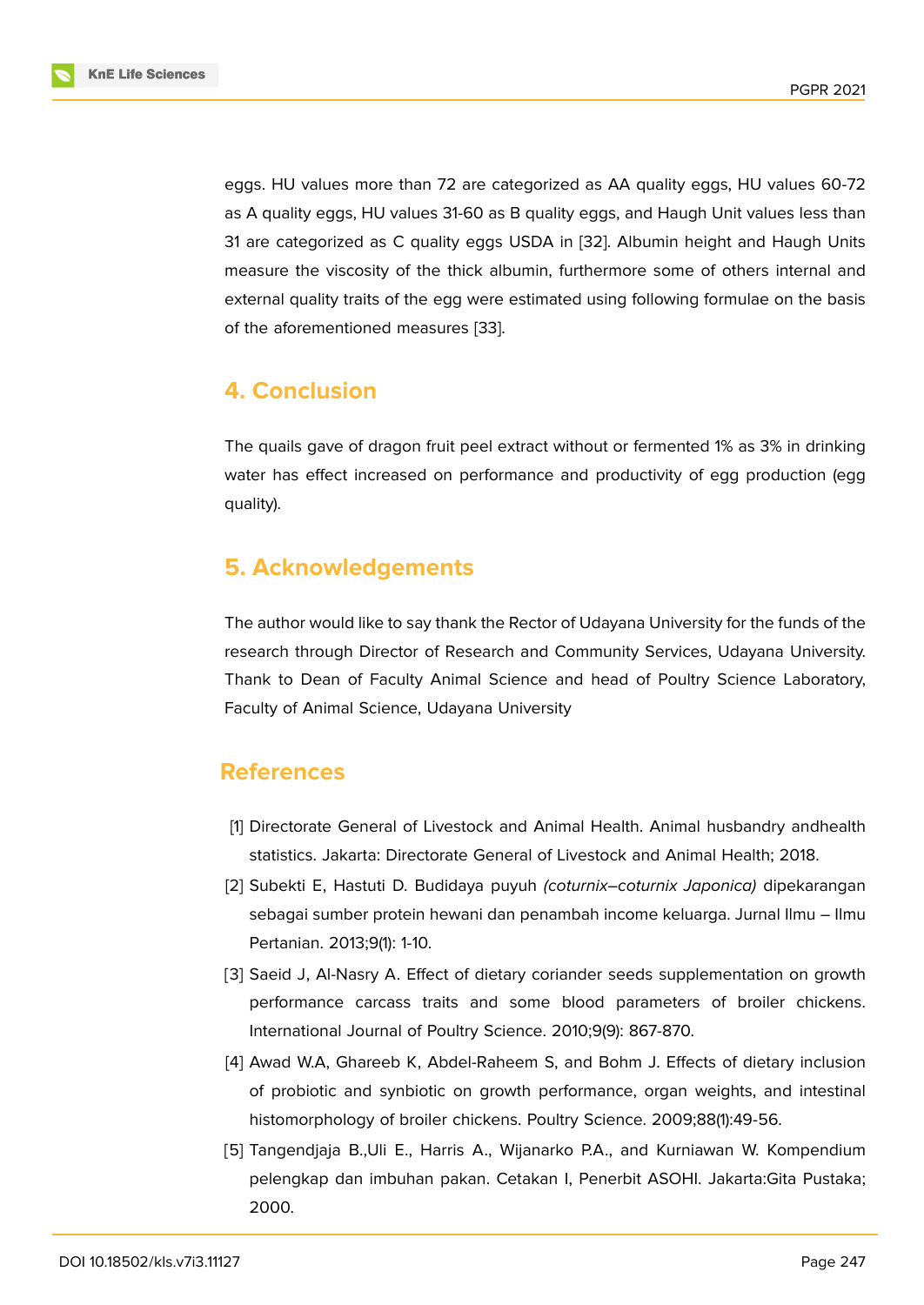eggs. HU values more than 72 are categorized as AA quality eggs, HU values 60-72 as A quality eggs, HU values 31-60 as B quality eggs, and Haugh Unit values less than 31 are categorized as C quality eggs USDA in [32]. Albumin height and Haugh Units measure the viscosity of the thick albumin, furthermore some of others internal and external quality traits of the egg were estimated using following formulae on the basis of the aforementioned measures [33].

## 4. Conclusion

The quails gave of dragon fruit peel extract without or fermented 1% as 3% in drinking water has effect increased on performance and productivity of egg production (egg quality).

## 5. Acknowledgements

The author would like to say thank the Rector of Udayana University for the funds of the research through Director of Research and Community Services, Udayana University. Thank to Dean of Faculty Animal Science and head of Poultry Science Laboratory, Faculty of Animal Science, Udayana University

## References

[1] Directorate General of Livestock and Animal Health. Animal husbandry andhealth statistics. Jakarta: Directorate General of Livestock and Animal Health; 2018.

[2] Subekti E, Hastuti D. Budidaya puyuh *(coturnix–coturnix Japonica)* dipekarangan sebagai sumber protein hewani dan penambah income keluarga. Jurnal Ilmu – Ilmu Pertanian. 2013;9(1): 1-10.

[3] Saeid J, Al-Nasry A. Effect of dietary coriander seeds supplementation on growth performance carcass traits and some blood parameters of broiler chickens. International Journal of Poultry Science. 2010;9(9): 867-870.

[4] Awad W.A, Ghareeb K, Abdel-Raheem S, and Bohm J. Effects of dietary inclusion of probiotic and synbiotic on growth performance, organ weights, and intestinal histomorphology of broiler chickens. Poultry Science. 2009;88(1):49-56.

[5] Tangendjaja B.,Uli E., Harris A., Wijanarko P.A., and Kurniawan W. Kompendium pelengkap dan imbuhan pakan. Cetakan I, Penerbit ASOHI. Jakarta:Gita Pustaka; 2000.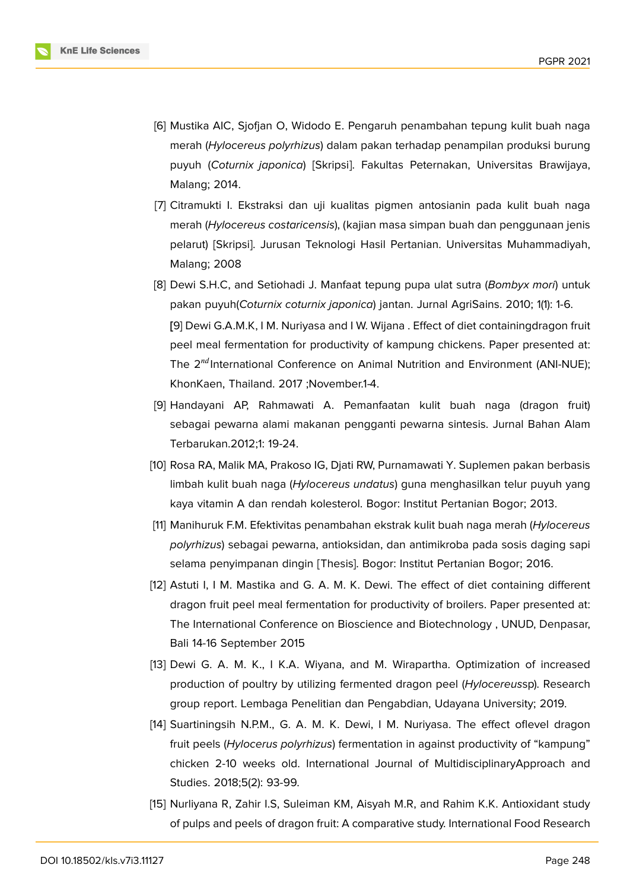[6] Mustika AIC, Sjofjan O, Widodo E. Pengaruh penambahan tepung kulit buah naga merah (*Hylocereus polyrhizus*) dalam pakan terhadap penampilan produksi burung puyuh (*Coturnix japonica*) [Skripsi]. Fakultas Peternakan, Universitas Brawijaya, Malang; 2014.

[7] Citramukti I. Ekstraksi dan uji kualitas pigmen antosianin pada kulit buah naga merah (*Hylocereus costaricensis*), (kajian masa simpan buah dan penggunaan jenis pelarut) [Skripsi]. Jurusan Teknologi Hasil Pertanian. Universitas Muhammadiyah, Malang; 2008

[8] Dewi S.H.C, and Setiohadi J. Manfaat tepung pupa ulat sutra (*Bombyx mori*) untuk pakan puyuh(*Coturnix coturnix japonica*) jantan. Jurnal AgriSains. 2010; 1(1): 1-6.

[9] Dewi G.A.M.K, I M. Nuriyasa and I W. Wijana . Effect of diet containingdragon fruit peel meal fermentation for productivity of kampung chickens. Paper presented at: The 2nd International Conference on Animal Nutrition and Environment (ANI-NUE); KhonKaen, Thailand. 2017 ;November.1-4.

[9] Handayani AP, Rahmawati A. Pemanfaatan kulit buah naga (dragon fruit) sebagai pewarna alami makanan pengganti pewarna sintesis. Jurnal Bahan Alam Terbarukan.2012;1: 19-24.

[10] Rosa RA, Malik MA, Prakoso IG, Djati RW, Purnamawati Y. Suplemen pakan berbasis limbah kulit buah naga (*Hylocereus undatus*) guna menghasilkan telur puyuh yang kaya vitamin A dan rendah kolesterol. Bogor: Institut Pertanian Bogor; 2013.

[11] Manihuruk F.M. Efektivitas penambahan ekstrak kulit buah naga merah (*Hylocereus polyrhizus*) sebagai pewarna, antioksidan, dan antimikroba pada sosis daging sapi selama penyimpanan dingin [Thesis]. Bogor: Institut Pertanian Bogor; 2016.

[12] Astuti I, I M. Mastika and G. A. M. K. Dewi. The effect of diet containing different dragon fruit peel meal fermentation for productivity of broilers. Paper presented at: The International Conference on Bioscience and Biotechnology , UNUD, Denpasar, Bali 14-16 September 2015

[13] Dewi G. A. M. K., I K.A. Wiyana, and M. Wirapartha. Optimization of increased production of poultry by utilizing fermented dragon peel (*Hylocereus*sp). Research group report. Lembaga Penelitian dan Pengabdian, Udayana University; 2019.

[14] Suartiningsih N.P.M., G. A. M. K. Dewi, I M. Nuriyasa. The effect oflevel dragon fruit peels (*Hylocerus polyrhizus*) fermentation in against productivity of "kampung" chicken 2-10 weeks old. International Journal of MultidisciplinaryApproach and Studies. 2018;5(2): 93-99.

[15] Nurliyana R, Zahir I.S, Suleiman KM, Aisyah M.R, and Rahim K.K. Antioxidant study of pulps and peels of dragon fruit: A comparative study. International Food Research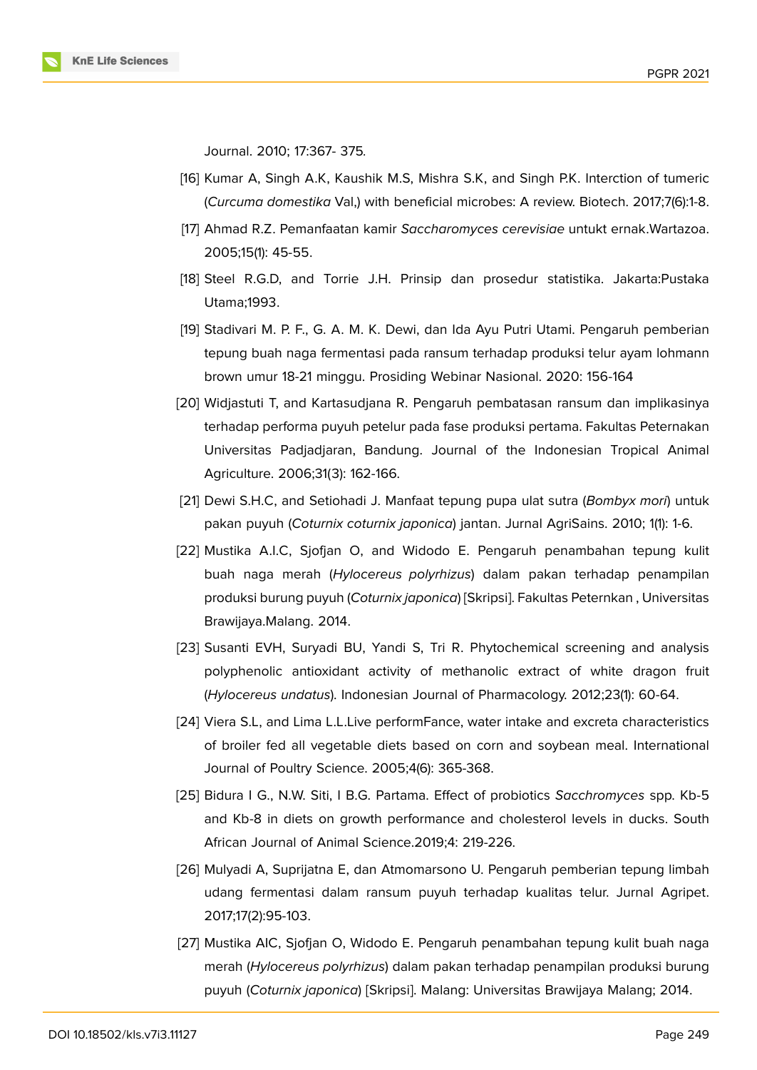Journal. 2010; 17:367- 375.

[16] Kumar A, Singh A.K, Kaushik M.S, Mishra S.K, and Singh P.K. Interction of tumeric (*Curcuma domestika* Val,) with beneficial microbes: A review. Biotech. 2017;7(6):1-8.

[17] Ahmad R.Z. Pemanfaatan kamir *Saccharomyces cerevisiae* untukt ernak.Wartazoa. 2005;15(1): 45-55.

[18] Steel R.G.D, and Torrie J.H. Prinsip dan prosedur statistika. Jakarta:Pustaka Utama;1993.

[19] Stadivari M. P. F., G. A. M. K. Dewi, dan Ida Ayu Putri Utami. Pengaruh pemberian tepung buah naga fermentasi pada ransum terhadap produksi telur ayam lohmann brown umur 18-21 minggu. Prosiding Webinar Nasional. 2020: 156-164

[20] Widjastuti T, and Kartasudjana R. Pengaruh pembatasan ransum dan implikasinya terhadap performa puyuh petelur pada fase produksi pertama. Fakultas Peternakan Universitas Padjadjaran, Bandung. Journal of the Indonesian Tropical Animal Agriculture. 2006;31(3): 162-166.

[21] Dewi S.H.C, and Setiohadi J. Manfaat tepung pupa ulat sutra (*Bombyx mori*) untuk pakan puyuh (*Coturnix coturnix japonica*) jantan. Jurnal AgriSains. 2010; 1(1): 1-6.

[22] Mustika A.I.C, Sjofjan O, and Widodo E. Pengaruh penambahan tepung kulit buah naga merah (*Hylocereus polyrhizus*) dalam pakan terhadap penampilan produksi burung puyuh (*Coturnix japonica*) [Skripsi]. Fakultas Peternkan , Universitas Brawijaya.Malang. 2014.

[23] Susanti EVH, Suryadi BU, Yandi S, Tri R. Phytochemical screening and analysis polyphenolic antioxidant activity of methanolic extract of white dragon fruit (*Hylocereus undatus*). Indonesian Journal of Pharmacology. 2012;23(1): 60-64.

[24] Viera S.L, and Lima L.L.Live performFance, water intake and excreta characteristics of broiler fed all vegetable diets based on corn and soybean meal. International Journal of Poultry Science. 2005;4(6): 365-368.

[25] Bidura I G., N.W. Siti, I B.G. Partama. Effect of probiotics *Sacchromyces* spp. Kb-5 and Kb-8 in diets on growth performance and cholesterol levels in ducks. South African Journal of Animal Science.2019;4: 219-226.

[26] Mulyadi A, Suprijatna E, dan Atmomarsono U. Pengaruh pemberian tepung limbah udang fermentasi dalam ransum puyuh terhadap kualitas telur. Jurnal Agripet. 2017;17(2):95-103.

[27] Mustika AIC, Sjofjan O, Widodo E. Pengaruh penambahan tepung kulit buah naga merah (*Hylocereus polyrhizus*) dalam pakan terhadap penampilan produksi burung puyuh (*Coturnix japonica*) [Skripsi]. Malang: Universitas Brawijaya Malang; 2014.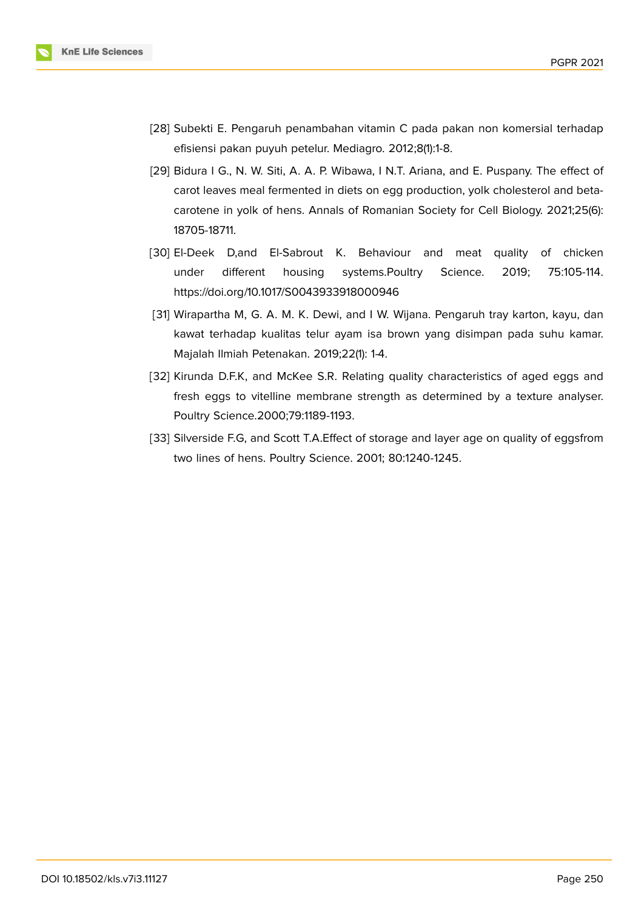[28] Subekti E. Pengaruh penambahan vitamin C pada pakan non komersial terhadap efisiensi pakan puyuh petelur. Mediagro. 2012;8(1):1-8.

[29] Bidura I G., N. W. Siti, A. A. P. Wibawa, I N.T. Ariana, and E. Puspany. The effect of carot leaves meal fermented in diets on egg production, yolk cholesterol and beta-carotene in yolk of hens. Annals of Romanian Society for Cell Biology. 2021;25(6): 18705-18711.

[30] El-Deek D,and El-Sabrout K. Behaviour and meat quality of chicken under different housing systems.Poultry Science. 2019; 75:105-114. https://doi.org/10.1017/S0043933918000946

[31] Wirapartha M, G. A. M. K. Dewi, and I W. Wijana. Pengaruh tray karton, kayu, dan kawat terhadap kualitas telur ayam isa brown yang disimpan pada suhu kamar. Majalah Ilmiah Petenakan. 2019;22(1): 1-4.

[32] Kirunda D.F.K, and McKee S.R. Relating quality characteristics of aged eggs and fresh eggs to vitelline membrane strength as determined by a texture analyser. Poultry Science.2000;79:1189-1193.

[33] Silverside F.G, and Scott T.A.Effect of storage and layer age on quality of eggsfrom two lines of hens. Poultry Science. 2001; 80:1240-1245.